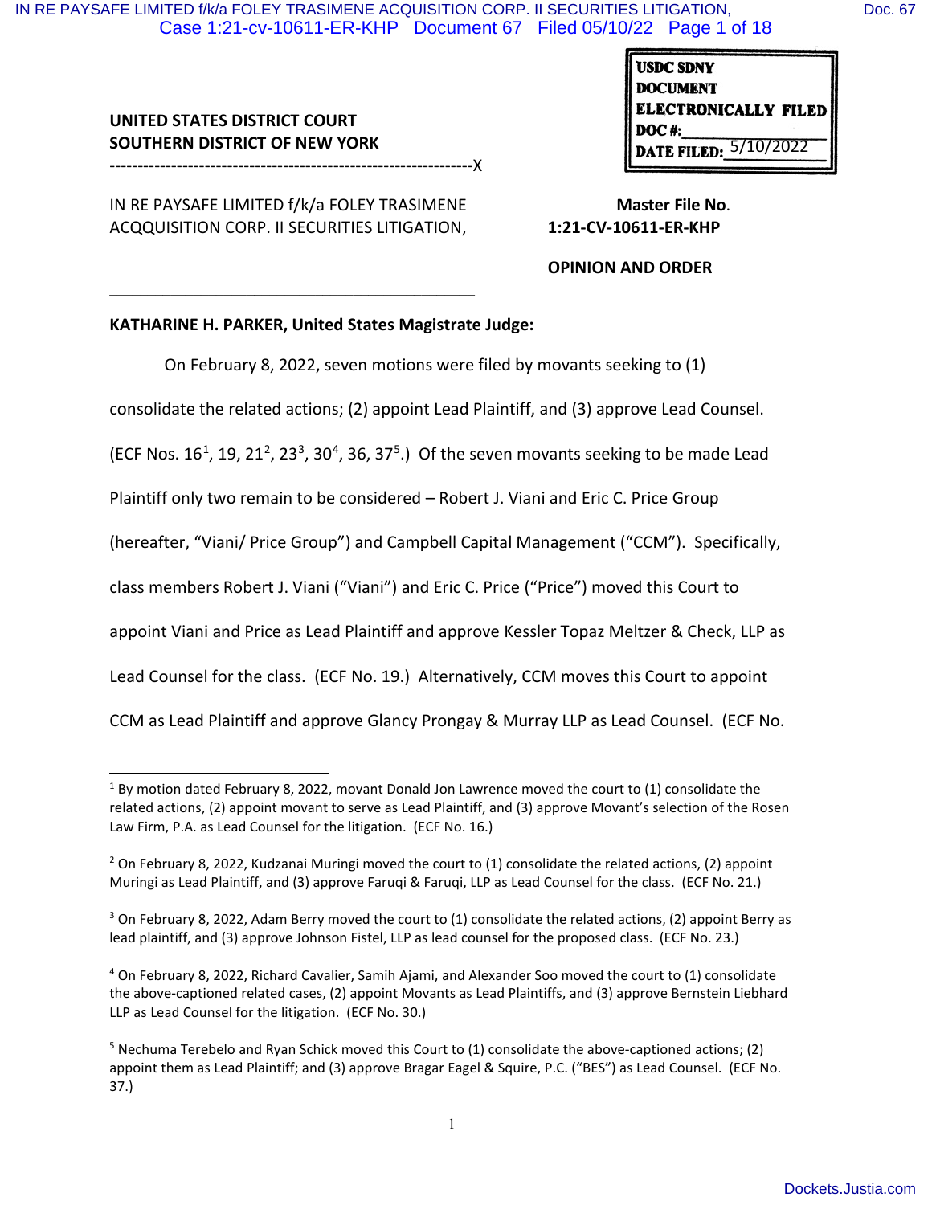UNITED STATES DISTRICT COURT
SOUTHERN DISTRICT OF NEW YORK
----------------------------------------------------------------X

USDC SDNY
DOCUMENT
ELECTRONICALLY FILED
DOC #:
DATE FILED: 5/10/2022

IN RE PAYSAFE LIMITED f/k/a FOLEY TRASIMENE ACQQUISITION CORP. II SECURITIES LITIGATION,

**Master File No. 1:21-CV-10611-ER-KHP**

**OPINION AND ORDER**

**KATHARINE H. PARKER, United States Magistrate Judge:**

On February 8, 2022, seven motions were filed by movants seeking to (1) consolidate the related actions; (2) appoint Lead Plaintiff, and (3) approve Lead Counsel. (ECF Nos. 16[1], 19, 21[2], 23[3], 30[4], 36, 37[5].) Of the seven movants seeking to be made Lead Plaintiff only two remain to be considered – Robert J. Viani and Eric C. Price Group (hereafter, "Viani/ Price Group") and Campbell Capital Management ("CCM"). Specifically, class members Robert J. Viani ("Viani") and Eric C. Price ("Price") moved this Court to appoint Viani and Price as Lead Plaintiff and approve Kessler Topaz Meltzer & Check, LLP as Lead Counsel for the class. (ECF No. 19.) Alternatively, CCM moves this Court to appoint CCM as Lead Plaintiff and approve Glancy Prongay & Murray LLP as Lead Counsel. (ECF No.

---

[1] By motion dated February 8, 2022, movant Donald Jon Lawrence moved the court to (1) consolidate the related actions, (2) appoint movant to serve as Lead Plaintiff, and (3) approve Movant's selection of the Rosen Law Firm, P.A. as Lead Counsel for the litigation. (ECF No. 16.)

[2] On February 8, 2022, Kudzanai Muringi moved the court to (1) consolidate the related actions, (2) appoint Muringi as Lead Plaintiff, and (3) approve Faruqi & Faruqi, LLP as Lead Counsel for the class. (ECF No. 21.)

[3] On February 8, 2022, Adam Berry moved the court to (1) consolidate the related actions, (2) appoint Berry as lead plaintiff, and (3) approve Johnson Fistel, LLP as lead counsel for the proposed class. (ECF No. 23.)

[4] On February 8, 2022, Richard Cavalier, Samih Ajami, and Alexander Soo moved the court to (1) consolidate the above-captioned related cases, (2) appoint Movants as Lead Plaintiffs, and (3) approve Bernstein Liebhard LLP as Lead Counsel for the litigation. (ECF No. 30.)

[5] Nechuma Terebelo and Ryan Schick moved this Court to (1) consolidate the above-captioned actions; (2) appoint them as Lead Plaintiff; and (3) approve Bragar Eagel & Squire, P.C. ("BES") as Lead Counsel. (ECF No. 37.)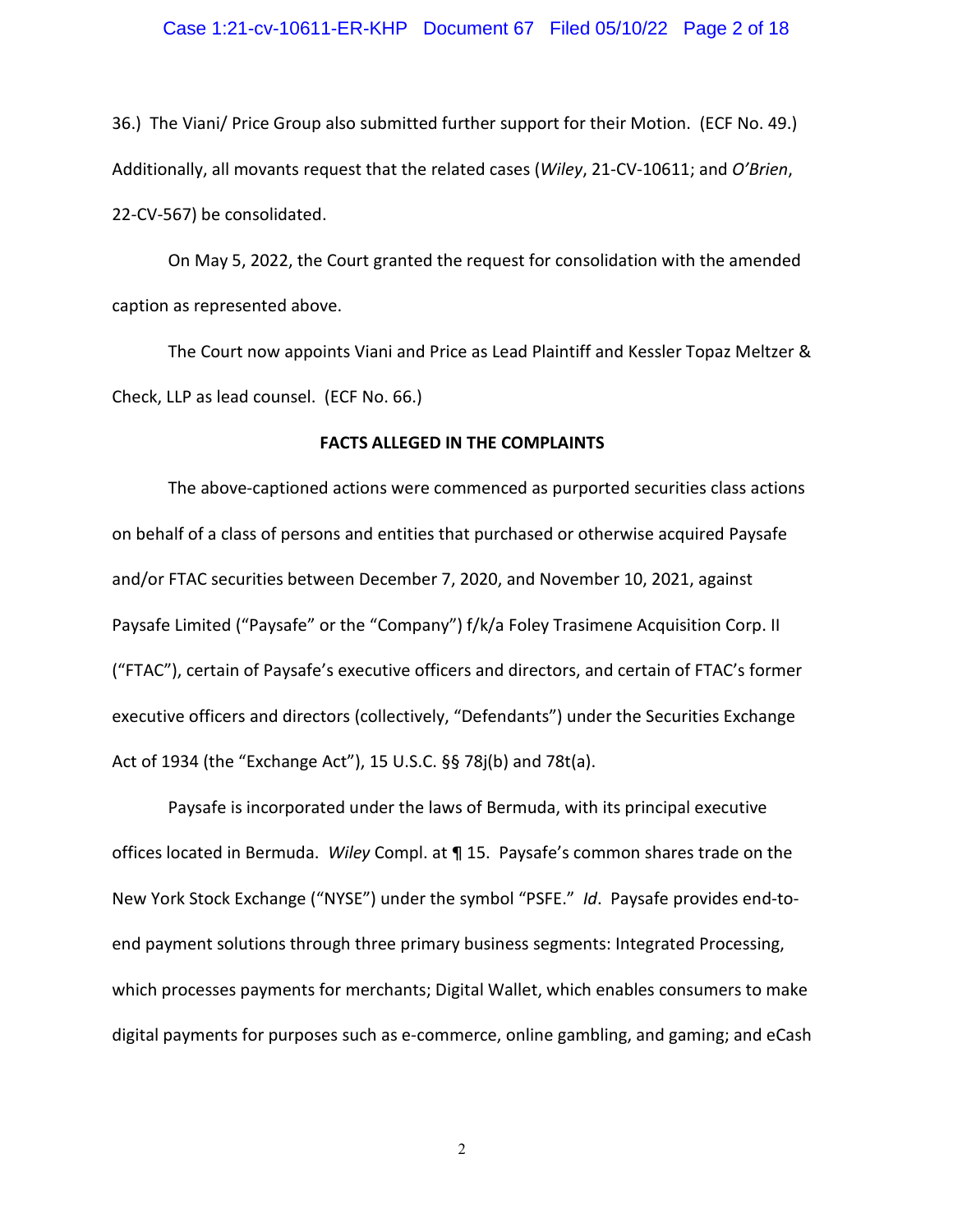36.) The Viani/ Price Group also submitted further support for their Motion. (ECF No. 49.) Additionally, all movants request that the related cases (*Wiley*, 21-CV-10611; and *O'Brien*, 22-CV-567) be consolidated.

On May 5, 2022, the Court granted the request for consolidation with the amended caption as represented above.

The Court now appoints Viani and Price as Lead Plaintiff and Kessler Topaz Meltzer & Check, LLP as lead counsel. (ECF No. 66.)

**FACTS ALLEGED IN THE COMPLAINTS**

The above-captioned actions were commenced as purported securities class actions on behalf of a class of persons and entities that purchased or otherwise acquired Paysafe and/or FTAC securities between December 7, 2020, and November 10, 2021, against Paysafe Limited ("Paysafe" or the "Company") f/k/a Foley Trasimene Acquisition Corp. II ("FTAC"), certain of Paysafe's executive officers and directors, and certain of FTAC's former executive officers and directors (collectively, "Defendants") under the Securities Exchange Act of 1934 (the "Exchange Act"), 15 U.S.C. §§ 78j(b) and 78t(a).

Paysafe is incorporated under the laws of Bermuda, with its principal executive offices located in Bermuda. *Wiley* Compl. at ¶ 15. Paysafe's common shares trade on the New York Stock Exchange ("NYSE") under the symbol "PSFE." *Id*. Paysafe provides end-to-end payment solutions through three primary business segments: Integrated Processing, which processes payments for merchants; Digital Wallet, which enables consumers to make digital payments for purposes such as e-commerce, online gambling, and gaming; and eCash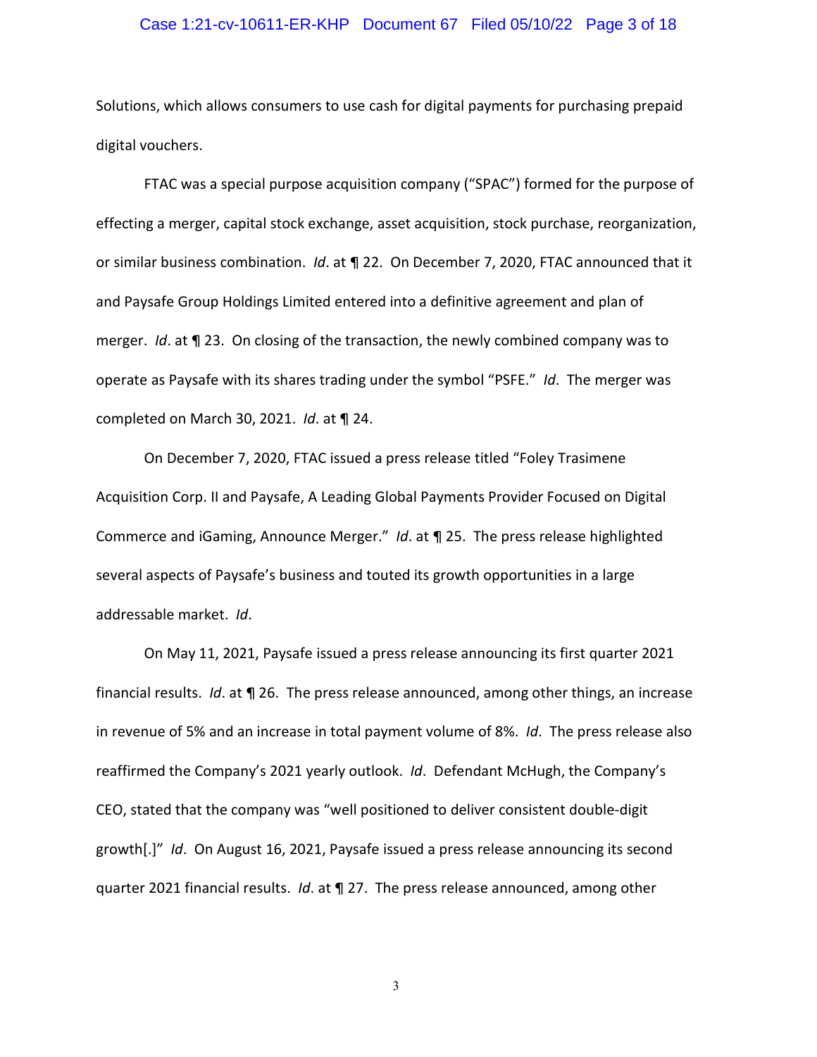Solutions, which allows consumers to use cash for digital payments for purchasing prepaid digital vouchers.

FTAC was a special purpose acquisition company ("SPAC") formed for the purpose of effecting a merger, capital stock exchange, asset acquisition, stock purchase, reorganization, or similar business combination. *Id*. at ¶ 22. On December 7, 2020, FTAC announced that it and Paysafe Group Holdings Limited entered into a definitive agreement and plan of merger. *Id*. at ¶ 23. On closing of the transaction, the newly combined company was to operate as Paysafe with its shares trading under the symbol "PSFE." *Id*. The merger was completed on March 30, 2021. *Id*. at ¶ 24.

On December 7, 2020, FTAC issued a press release titled "Foley Trasimene Acquisition Corp. II and Paysafe, A Leading Global Payments Provider Focused on Digital Commerce and iGaming, Announce Merger." *Id*. at ¶ 25. The press release highlighted several aspects of Paysafe's business and touted its growth opportunities in a large addressable market. *Id*.

On May 11, 2021, Paysafe issued a press release announcing its first quarter 2021 financial results. *Id*. at ¶ 26. The press release announced, among other things, an increase in revenue of 5% and an increase in total payment volume of 8%. *Id*. The press release also reaffirmed the Company's 2021 yearly outlook. *Id*. Defendant McHugh, the Company's CEO, stated that the company was "well positioned to deliver consistent double-digit growth[.]" *Id*. On August 16, 2021, Paysafe issued a press release announcing its second quarter 2021 financial results. *Id*. at ¶ 27. The press release announced, among other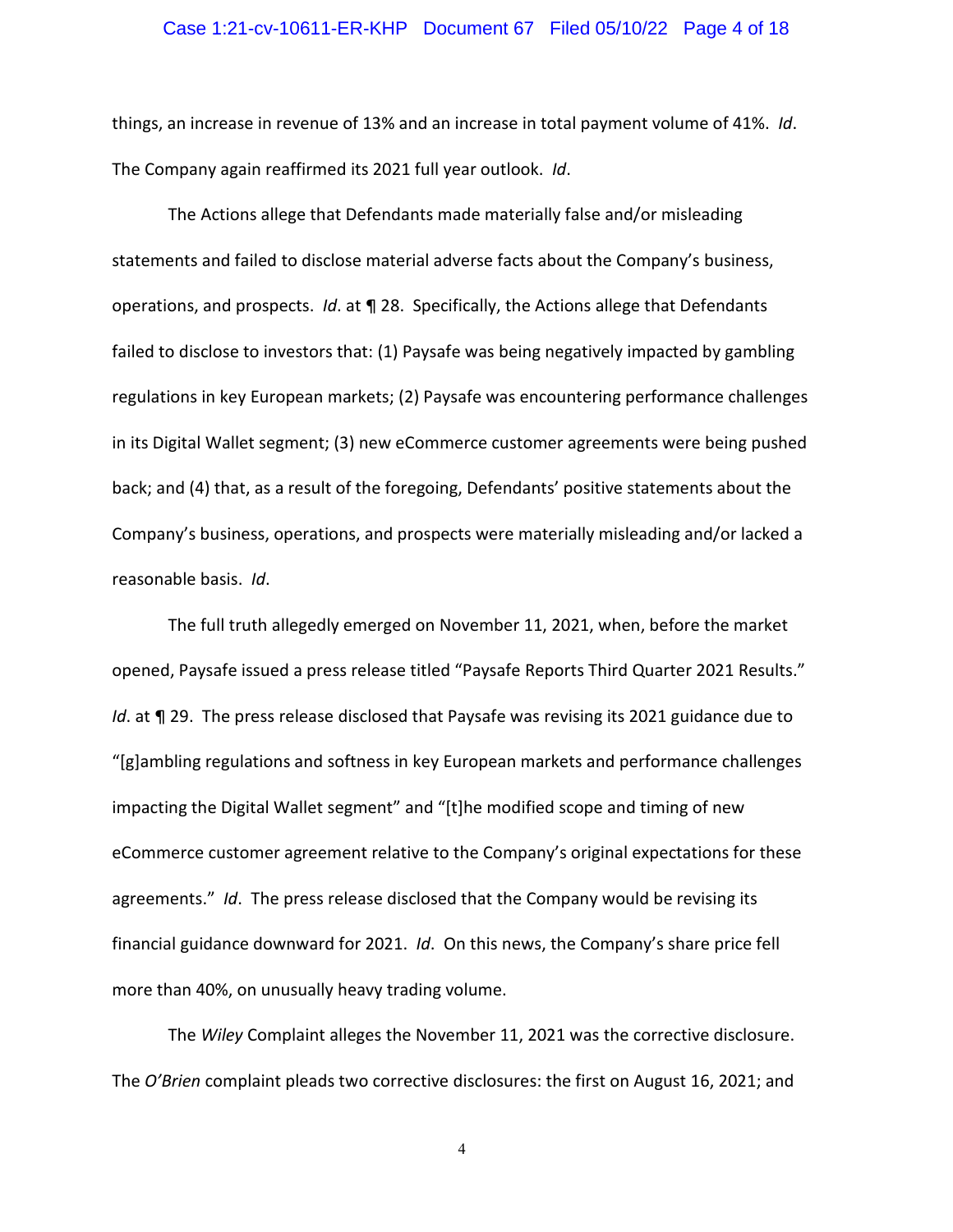things, an increase in revenue of 13% and an increase in total payment volume of 41%. *Id*. The Company again reaffirmed its 2021 full year outlook. *Id*.

The Actions allege that Defendants made materially false and/or misleading statements and failed to disclose material adverse facts about the Company's business, operations, and prospects. *Id*. at ¶ 28. Specifically, the Actions allege that Defendants failed to disclose to investors that: (1) Paysafe was being negatively impacted by gambling regulations in key European markets; (2) Paysafe was encountering performance challenges in its Digital Wallet segment; (3) new eCommerce customer agreements were being pushed back; and (4) that, as a result of the foregoing, Defendants' positive statements about the Company's business, operations, and prospects were materially misleading and/or lacked a reasonable basis. *Id*.

The full truth allegedly emerged on November 11, 2021, when, before the market opened, Paysafe issued a press release titled "Paysafe Reports Third Quarter 2021 Results." *Id*. at ¶ 29. The press release disclosed that Paysafe was revising its 2021 guidance due to "[g]ambling regulations and softness in key European markets and performance challenges impacting the Digital Wallet segment" and "[t]he modified scope and timing of new eCommerce customer agreement relative to the Company's original expectations for these agreements." *Id*. The press release disclosed that the Company would be revising its financial guidance downward for 2021. *Id*. On this news, the Company's share price fell more than 40%, on unusually heavy trading volume.

The *Wiley* Complaint alleges the November 11, 2021 was the corrective disclosure. The *O'Brien* complaint pleads two corrective disclosures: the first on August 16, 2021; and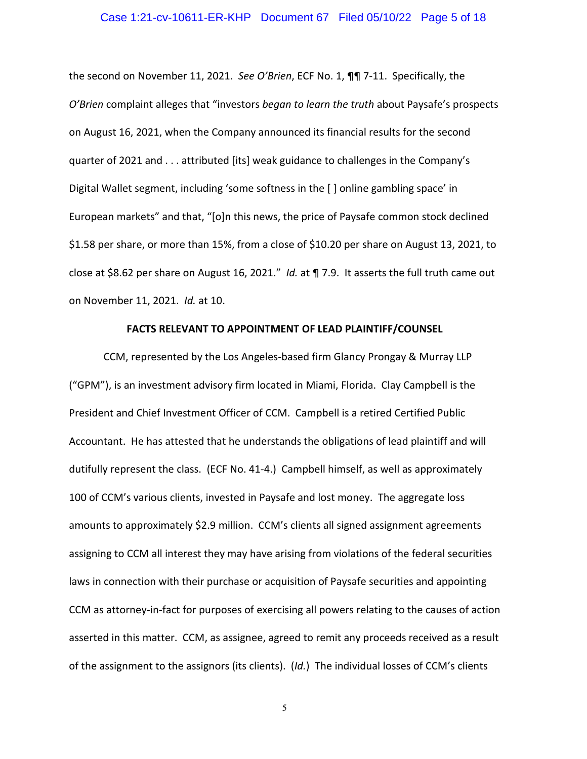the second on November 11, 2021. *See O'Brien*, ECF No. 1, ¶¶ 7-11. Specifically, the *O'Brien* complaint alleges that "investors *began to learn the truth* about Paysafe's prospects on August 16, 2021, when the Company announced its financial results for the second quarter of 2021 and . . . attributed [its] weak guidance to challenges in the Company's Digital Wallet segment, including 'some softness in the [ ] online gambling space' in European markets" and that, "[o]n this news, the price of Paysafe common stock declined $1.58 per share, or more than 15%, from a close of $10.20 per share on August 13, 2021, to close at $8.62 per share on August 16, 2021." *Id.* at ¶ 7.9. It asserts the full truth came out on November 11, 2021. *Id.* at 10.

**FACTS RELEVANT TO APPOINTMENT OF LEAD PLAINTIFF/COUNSEL**

CCM, represented by the Los Angeles-based firm Glancy Prongay & Murray LLP ("GPM"), is an investment advisory firm located in Miami, Florida. Clay Campbell is the President and Chief Investment Officer of CCM. Campbell is a retired Certified Public Accountant. He has attested that he understands the obligations of lead plaintiff and will dutifully represent the class. (ECF No. 41-4.) Campbell himself, as well as approximately 100 of CCM's various clients, invested in Paysafe and lost money. The aggregate loss amounts to approximately $2.9 million. CCM's clients all signed assignment agreements assigning to CCM all interest they may have arising from violations of the federal securities laws in connection with their purchase or acquisition of Paysafe securities and appointing CCM as attorney-in-fact for purposes of exercising all powers relating to the causes of action asserted in this matter. CCM, as assignee, agreed to remit any proceeds received as a result of the assignment to the assignors (its clients). (*Id.*) The individual losses of CCM's clients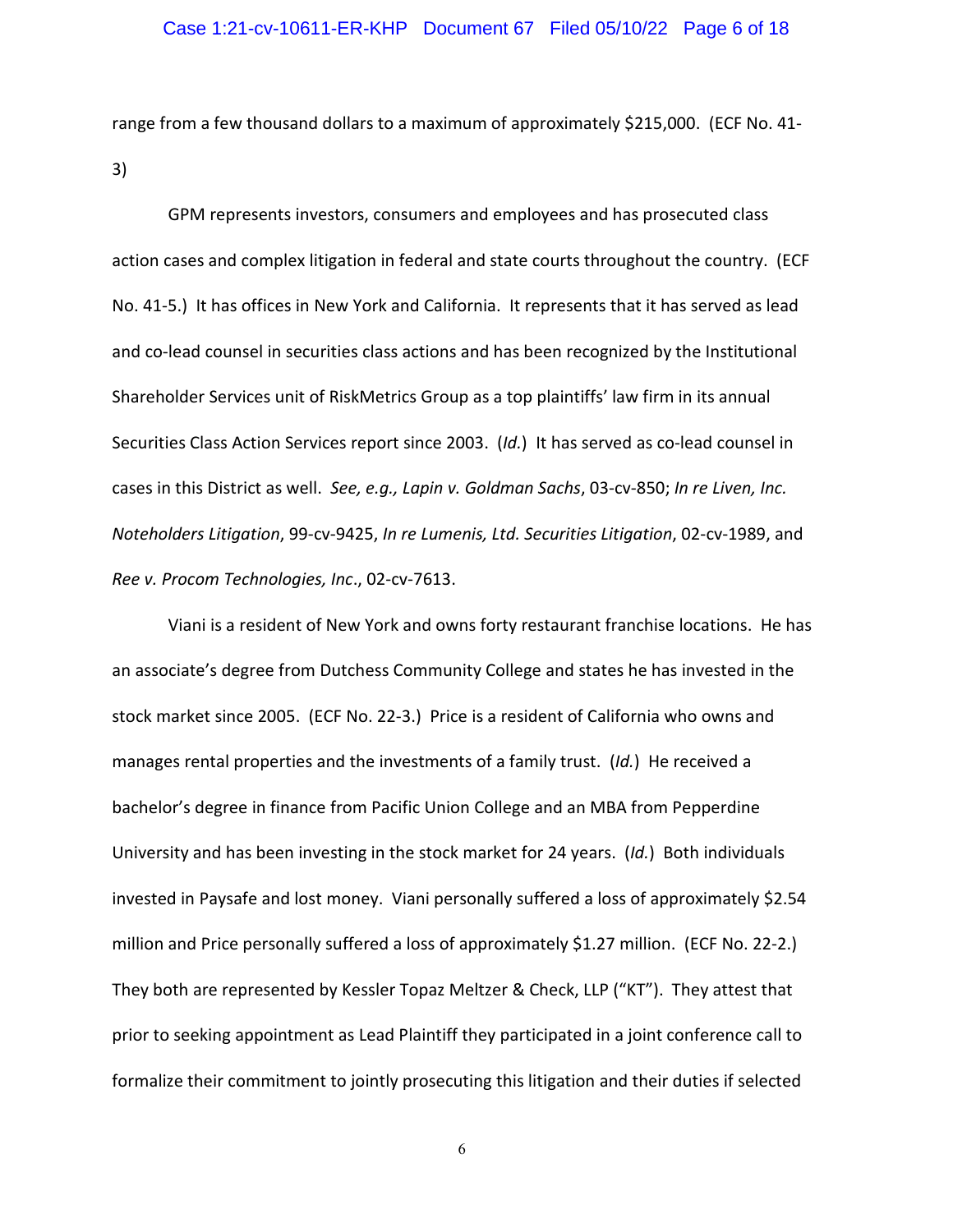range from a few thousand dollars to a maximum of approximately $215,000. (ECF No. 41-3)

GPM represents investors, consumers and employees and has prosecuted class action cases and complex litigation in federal and state courts throughout the country. (ECF No. 41-5.) It has offices in New York and California. It represents that it has served as lead and co-lead counsel in securities class actions and has been recognized by the Institutional Shareholder Services unit of RiskMetrics Group as a top plaintiffs' law firm in its annual Securities Class Action Services report since 2003. (*Id.*) It has served as co-lead counsel in cases in this District as well. *See, e.g., Lapin v. Goldman Sachs*, 03-cv-850; *In re Liven, Inc. Noteholders Litigation*, 99-cv-9425, *In re Lumenis, Ltd. Securities Litigation*, 02-cv-1989, and *Ree v. Procom Technologies, Inc*., 02-cv-7613.

Viani is a resident of New York and owns forty restaurant franchise locations. He has an associate's degree from Dutchess Community College and states he has invested in the stock market since 2005. (ECF No. 22-3.) Price is a resident of California who owns and manages rental properties and the investments of a family trust. (*Id.*) He received a bachelor's degree in finance from Pacific Union College and an MBA from Pepperdine University and has been investing in the stock market for 24 years. (*Id.*) Both individuals invested in Paysafe and lost money. Viani personally suffered a loss of approximately $2.54 million and Price personally suffered a loss of approximately $1.27 million. (ECF No. 22-2.) They both are represented by Kessler Topaz Meltzer & Check, LLP ("KT"). They attest that prior to seeking appointment as Lead Plaintiff they participated in a joint conference call to formalize their commitment to jointly prosecuting this litigation and their duties if selected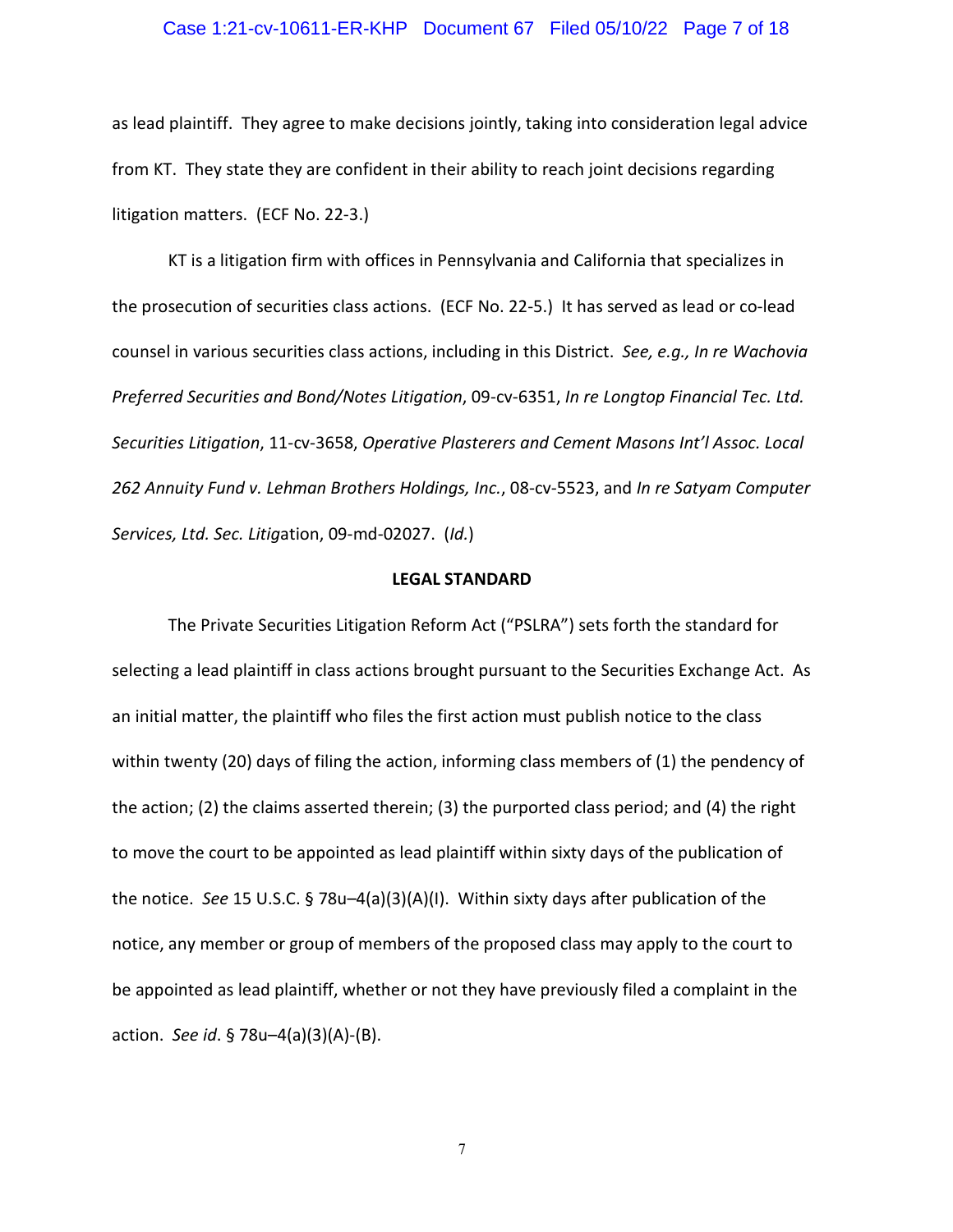as lead plaintiff. They agree to make decisions jointly, taking into consideration legal advice from KT. They state they are confident in their ability to reach joint decisions regarding litigation matters. (ECF No. 22-3.)

KT is a litigation firm with offices in Pennsylvania and California that specializes in the prosecution of securities class actions. (ECF No. 22-5.) It has served as lead or co-lead counsel in various securities class actions, including in this District. *See, e.g., In re Wachovia Preferred Securities and Bond/Notes Litigation*, 09-cv-6351, *In re Longtop Financial Tec. Ltd. Securities Litigation*, 11-cv-3658, *Operative Plasterers and Cement Masons Int'l Assoc. Local 262 Annuity Fund v. Lehman Brothers Holdings, Inc.*, 08-cv-5523, and *In re Satyam Computer Services, Ltd. Sec. Litig*ation, 09-md-02027. (*Id.*)

**LEGAL STANDARD**

The Private Securities Litigation Reform Act ("PSLRA") sets forth the standard for selecting a lead plaintiff in class actions brought pursuant to the Securities Exchange Act. As an initial matter, the plaintiff who files the first action must publish notice to the class within twenty (20) days of filing the action, informing class members of (1) the pendency of the action; (2) the claims asserted therein; (3) the purported class period; and (4) the right to move the court to be appointed as lead plaintiff within sixty days of the publication of the notice. *See* 15 U.S.C. § 78u–4(a)(3)(A)(I). Within sixty days after publication of the notice, any member or group of members of the proposed class may apply to the court to be appointed as lead plaintiff, whether or not they have previously filed a complaint in the action. *See id*. § 78u–4(a)(3)(A)-(B).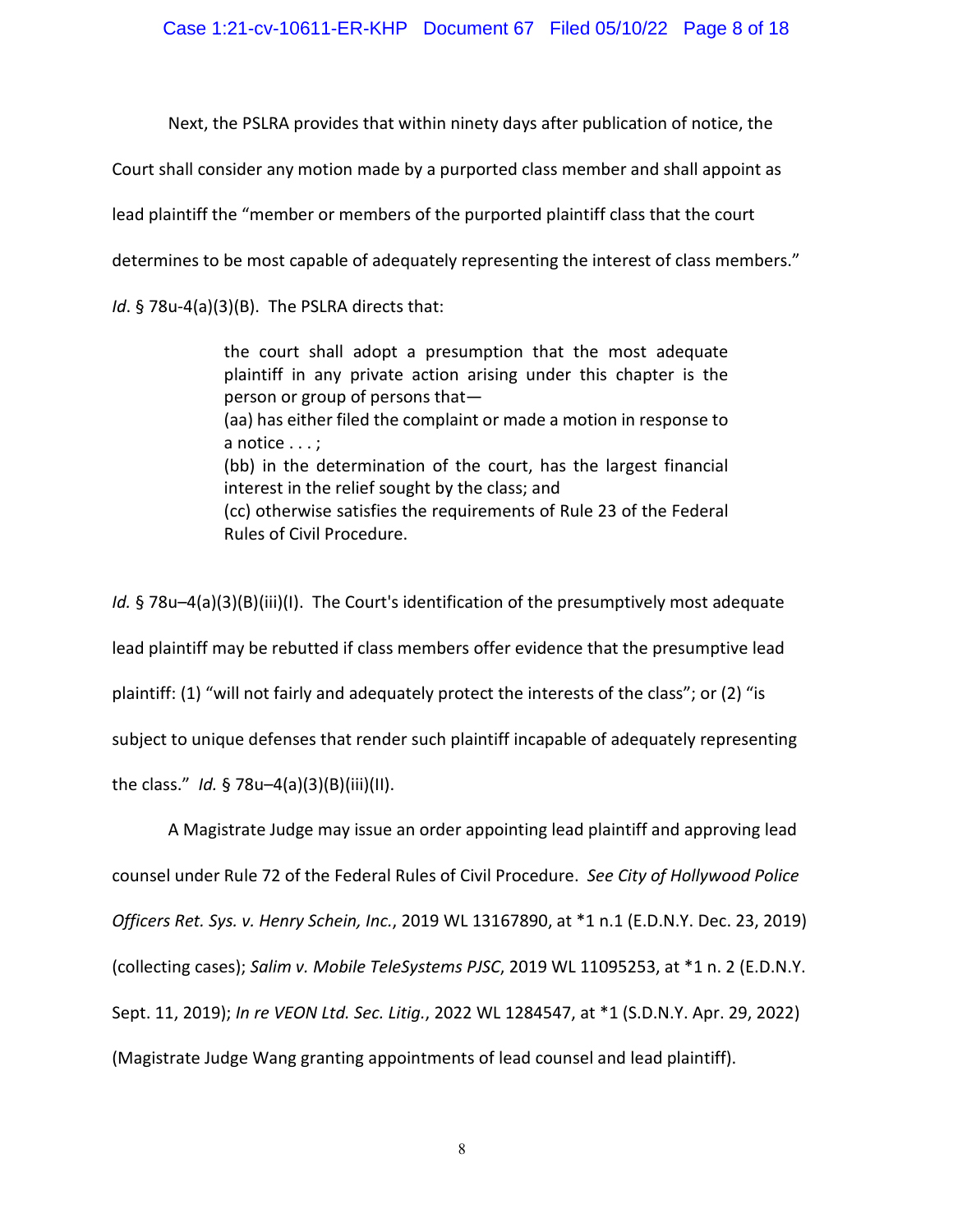Next, the PSLRA provides that within ninety days after publication of notice, the Court shall consider any motion made by a purported class member and shall appoint as lead plaintiff the "member or members of the purported plaintiff class that the court determines to be most capable of adequately representing the interest of class members." *Id*. § 78u-4(a)(3)(B). The PSLRA directs that:

> the court shall adopt a presumption that the most adequate plaintiff in any private action arising under this chapter is the person or group of persons that—
> (aa) has either filed the complaint or made a motion in response to a notice . . . ;
> (bb) in the determination of the court, has the largest financial interest in the relief sought by the class; and
> (cc) otherwise satisfies the requirements of Rule 23 of the Federal Rules of Civil Procedure.

*Id.* § 78u–4(a)(3)(B)(iii)(I). The Court's identification of the presumptively most adequate lead plaintiff may be rebutted if class members offer evidence that the presumptive lead plaintiff: (1) "will not fairly and adequately protect the interests of the class"; or (2) "is subject to unique defenses that render such plaintiff incapable of adequately representing the class." *Id.* § 78u–4(a)(3)(B)(iii)(II).

A Magistrate Judge may issue an order appointing lead plaintiff and approving lead counsel under Rule 72 of the Federal Rules of Civil Procedure. *See City of Hollywood Police Officers Ret. Sys. v. Henry Schein, Inc.*, 2019 WL 13167890, at *1 n.1 (E.D.N.Y. Dec. 23, 2019) (collecting cases); *Salim v. Mobile TeleSystems PJSC*, 2019 WL 11095253, at *1 n. 2 (E.D.N.Y. Sept. 11, 2019); *In re VEON Ltd. Sec. Litig.*, 2022 WL 1284547, at *1 (S.D.N.Y. Apr. 29, 2022) (Magistrate Judge Wang granting appointments of lead counsel and lead plaintiff).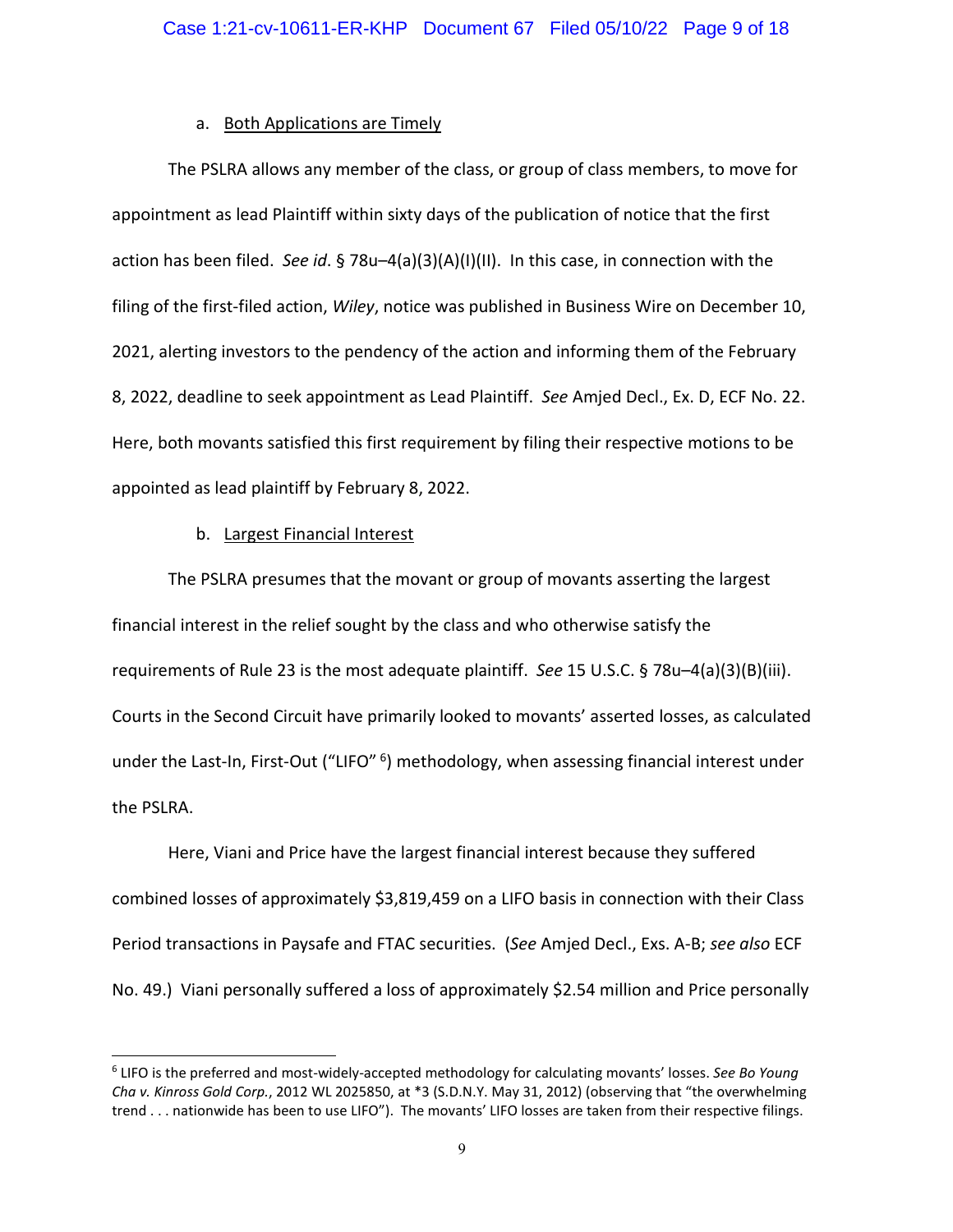a. Both Applications are Timely

The PSLRA allows any member of the class, or group of class members, to move for appointment as lead Plaintiff within sixty days of the publication of notice that the first action has been filed. *See id*. § 78u–4(a)(3)(A)(I)(II). In this case, in connection with the filing of the first-filed action, *Wiley*, notice was published in Business Wire on December 10, 2021, alerting investors to the pendency of the action and informing them of the February 8, 2022, deadline to seek appointment as Lead Plaintiff. *See* Amjed Decl., Ex. D, ECF No. 22. Here, both movants satisfied this first requirement by filing their respective motions to be appointed as lead plaintiff by February 8, 2022.

b. Largest Financial Interest

The PSLRA presumes that the movant or group of movants asserting the largest financial interest in the relief sought by the class and who otherwise satisfy the requirements of Rule 23 is the most adequate plaintiff. *See* 15 U.S.C. § 78u–4(a)(3)(B)(iii). Courts in the Second Circuit have primarily looked to movants' asserted losses, as calculated under the Last-In, First-Out ("LIFO" [6]) methodology, when assessing financial interest under the PSLRA.

Here, Viani and Price have the largest financial interest because they suffered combined losses of approximately $3,819,459 on a LIFO basis in connection with their Class Period transactions in Paysafe and FTAC securities. (*See* Amjed Decl., Exs. A-B; *see also* ECF No. 49.) Viani personally suffered a loss of approximately $2.54 million and Price personally

---

[6] LIFO is the preferred and most-widely-accepted methodology for calculating movants' losses. *See Bo Young Cha v. Kinross Gold Corp.*, 2012 WL 2025850, at *3 (S.D.N.Y. May 31, 2012) (observing that "the overwhelming trend . . . nationwide has been to use LIFO"). The movants' LIFO losses are taken from their respective filings.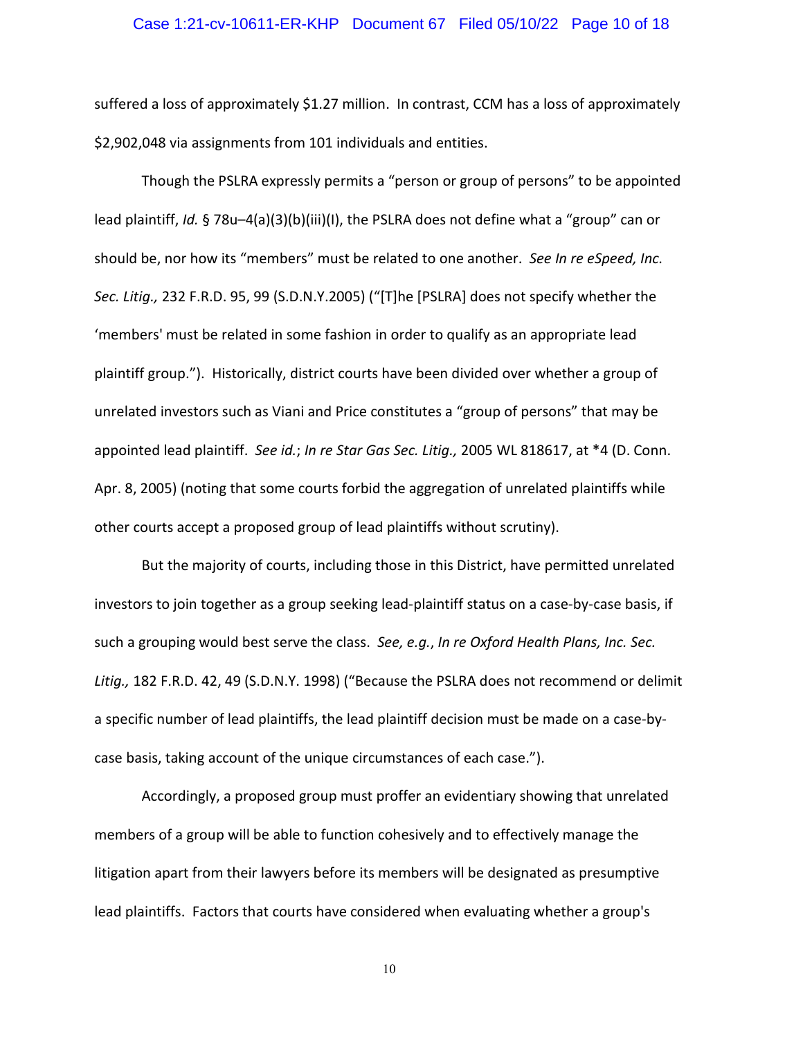suffered a loss of approximately $1.27 million. In contrast, CCM has a loss of approximately $2,902,048 via assignments from 101 individuals and entities.

Though the PSLRA expressly permits a "person or group of persons" to be appointed lead plaintiff, *Id.* § 78u–4(a)(3)(b)(iii)(I), the PSLRA does not define what a "group" can or should be, nor how its "members" must be related to one another. *See In re eSpeed, Inc. Sec. Litig.,* 232 F.R.D. 95, 99 (S.D.N.Y.2005) ("[T]he [PSLRA] does not specify whether the 'members' must be related in some fashion in order to qualify as an appropriate lead plaintiff group."). Historically, district courts have been divided over whether a group of unrelated investors such as Viani and Price constitutes a "group of persons" that may be appointed lead plaintiff. *See id.*; *In re Star Gas Sec. Litig.,* 2005 WL 818617, at *4 (D. Conn. Apr. 8, 2005) (noting that some courts forbid the aggregation of unrelated plaintiffs while other courts accept a proposed group of lead plaintiffs without scrutiny).

But the majority of courts, including those in this District, have permitted unrelated investors to join together as a group seeking lead-plaintiff status on a case-by-case basis, if such a grouping would best serve the class. *See, e.g.*, *In re Oxford Health Plans, Inc. Sec. Litig.,* 182 F.R.D. 42, 49 (S.D.N.Y. 1998) ("Because the PSLRA does not recommend or delimit a specific number of lead plaintiffs, the lead plaintiff decision must be made on a case-by-case basis, taking account of the unique circumstances of each case.").

Accordingly, a proposed group must proffer an evidentiary showing that unrelated members of a group will be able to function cohesively and to effectively manage the litigation apart from their lawyers before its members will be designated as presumptive lead plaintiffs. Factors that courts have considered when evaluating whether a group's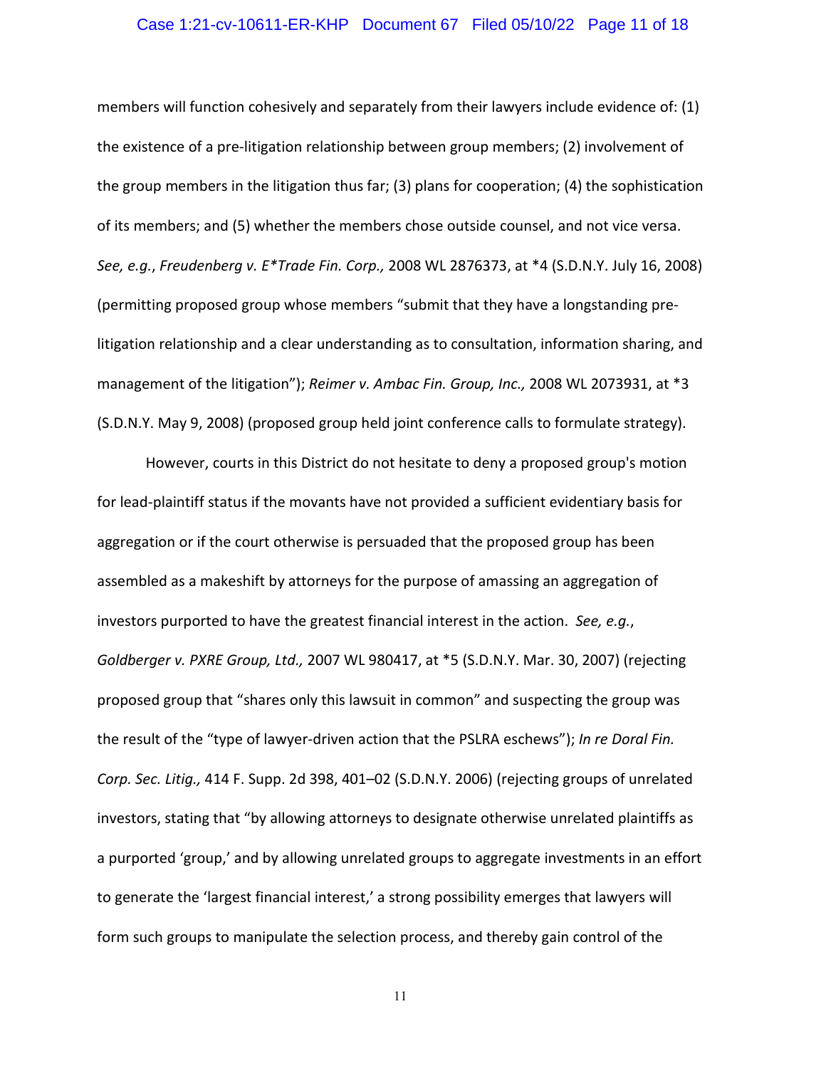members will function cohesively and separately from their lawyers include evidence of: (1) the existence of a pre-litigation relationship between group members; (2) involvement of the group members in the litigation thus far; (3) plans for cooperation; (4) the sophistication of its members; and (5) whether the members chose outside counsel, and not vice versa. *See, e.g.*, *Freudenberg v. E*Trade Fin. Corp.,* 2008 WL 2876373, at *4 (S.D.N.Y. July 16, 2008) (permitting proposed group whose members "submit that they have a longstanding pre-litigation relationship and a clear understanding as to consultation, information sharing, and management of the litigation"); *Reimer v. Ambac Fin. Group, Inc.,* 2008 WL 2073931, at *3 (S.D.N.Y. May 9, 2008) (proposed group held joint conference calls to formulate strategy).

However, courts in this District do not hesitate to deny a proposed group's motion for lead-plaintiff status if the movants have not provided a sufficient evidentiary basis for aggregation or if the court otherwise is persuaded that the proposed group has been assembled as a makeshift by attorneys for the purpose of amassing an aggregation of investors purported to have the greatest financial interest in the action. *See, e.g.*, *Goldberger v. PXRE Group, Ltd.,* 2007 WL 980417, at *5 (S.D.N.Y. Mar. 30, 2007) (rejecting proposed group that "shares only this lawsuit in common" and suspecting the group was the result of the "type of lawyer-driven action that the PSLRA eschews"); *In re Doral Fin. Corp. Sec. Litig.,* 414 F. Supp. 2d 398, 401–02 (S.D.N.Y. 2006) (rejecting groups of unrelated investors, stating that "by allowing attorneys to designate otherwise unrelated plaintiffs as a purported 'group,' and by allowing unrelated groups to aggregate investments in an effort to generate the 'largest financial interest,' a strong possibility emerges that lawyers will form such groups to manipulate the selection process, and thereby gain control of the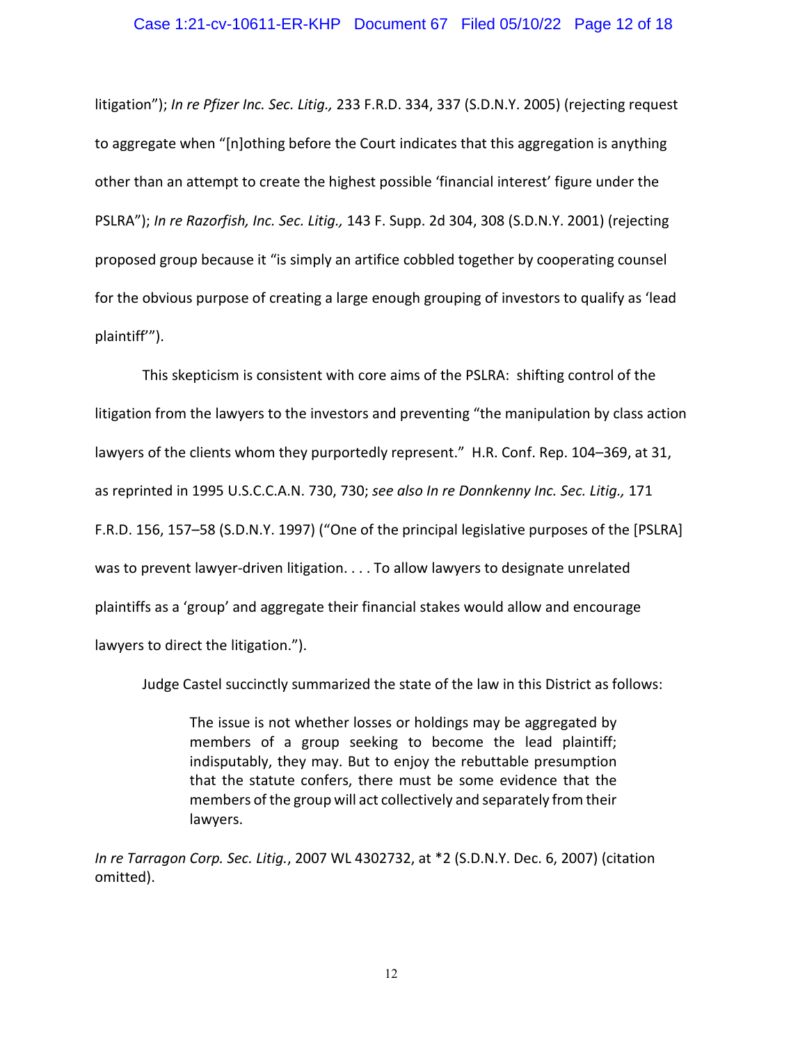litigation"); *In re Pfizer Inc. Sec. Litig.,* 233 F.R.D. 334, 337 (S.D.N.Y. 2005) (rejecting request to aggregate when "[n]othing before the Court indicates that this aggregation is anything other than an attempt to create the highest possible 'financial interest' figure under the PSLRA"); *In re Razorfish, Inc. Sec. Litig.,* 143 F. Supp. 2d 304, 308 (S.D.N.Y. 2001) (rejecting proposed group because it "is simply an artifice cobbled together by cooperating counsel for the obvious purpose of creating a large enough grouping of investors to qualify as 'lead plaintiff'").

This skepticism is consistent with core aims of the PSLRA: shifting control of the litigation from the lawyers to the investors and preventing "the manipulation by class action lawyers of the clients whom they purportedly represent." H.R. Conf. Rep. 104–369, at 31, as reprinted in 1995 U.S.C.C.A.N. 730, 730; *see also In re Donnkenny Inc. Sec. Litig.,* 171 F.R.D. 156, 157–58 (S.D.N.Y. 1997) ("One of the principal legislative purposes of the [PSLRA] was to prevent lawyer-driven litigation. . . . To allow lawyers to designate unrelated plaintiffs as a 'group' and aggregate their financial stakes would allow and encourage lawyers to direct the litigation.").

Judge Castel succinctly summarized the state of the law in this District as follows:

> The issue is not whether losses or holdings may be aggregated by members of a group seeking to become the lead plaintiff; indisputably, they may. But to enjoy the rebuttable presumption that the statute confers, there must be some evidence that the members of the group will act collectively and separately from their lawyers.

*In re Tarragon Corp. Sec. Litig.*, 2007 WL 4302732, at *2 (S.D.N.Y. Dec. 6, 2007) (citation omitted).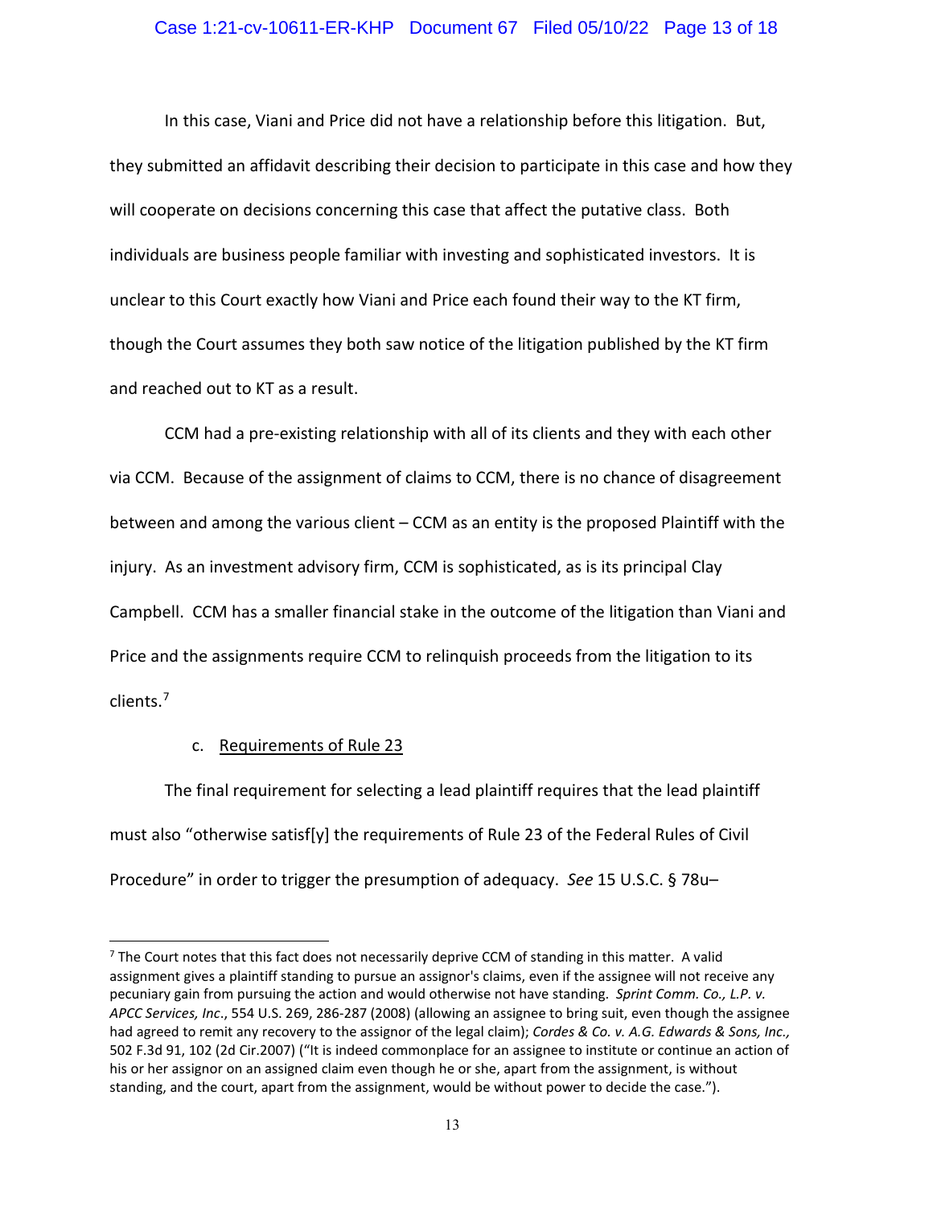In this case, Viani and Price did not have a relationship before this litigation. But, they submitted an affidavit describing their decision to participate in this case and how they will cooperate on decisions concerning this case that affect the putative class. Both individuals are business people familiar with investing and sophisticated investors. It is unclear to this Court exactly how Viani and Price each found their way to the KT firm, though the Court assumes they both saw notice of the litigation published by the KT firm and reached out to KT as a result.

CCM had a pre-existing relationship with all of its clients and they with each other via CCM. Because of the assignment of claims to CCM, there is no chance of disagreement between and among the various client – CCM as an entity is the proposed Plaintiff with the injury. As an investment advisory firm, CCM is sophisticated, as is its principal Clay Campbell. CCM has a smaller financial stake in the outcome of the litigation than Viani and Price and the assignments require CCM to relinquish proceeds from the litigation to its clients.[7]

c. Requirements of Rule 23

The final requirement for selecting a lead plaintiff requires that the lead plaintiff must also "otherwise satisf[y] the requirements of Rule 23 of the Federal Rules of Civil Procedure" in order to trigger the presumption of adequacy. *See* 15 U.S.C. § 78u–

---

[7] The Court notes that this fact does not necessarily deprive CCM of standing in this matter. A valid assignment gives a plaintiff standing to pursue an assignor's claims, even if the assignee will not receive any pecuniary gain from pursuing the action and would otherwise not have standing. *Sprint Comm. Co., L.P. v. APCC Services, Inc*., 554 U.S. 269, 286-287 (2008) (allowing an assignee to bring suit, even though the assignee had agreed to remit any recovery to the assignor of the legal claim); *Cordes & Co. v. A.G. Edwards & Sons, Inc.,* 502 F.3d 91, 102 (2d Cir.2007) ("It is indeed commonplace for an assignee to institute or continue an action of his or her assignor on an assigned claim even though he or she, apart from the assignment, is without standing, and the court, apart from the assignment, would be without power to decide the case.").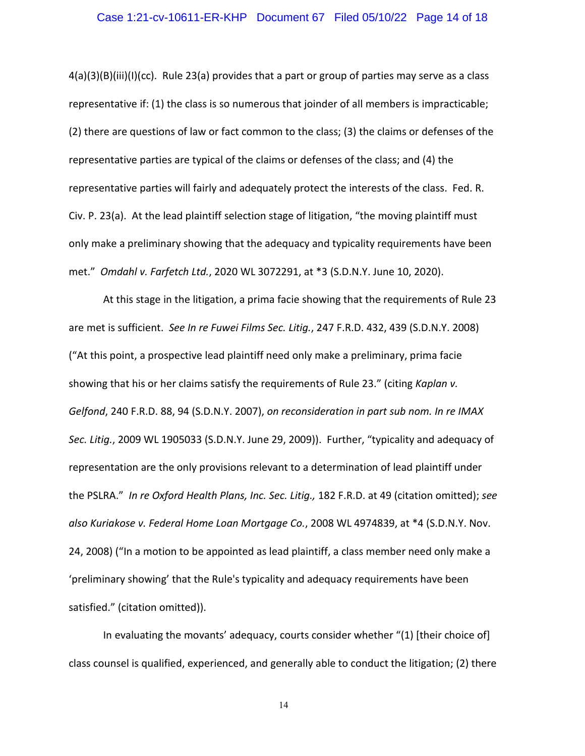4(a)(3)(B)(iii)(I)(cc). Rule 23(a) provides that a part or group of parties may serve as a class representative if: (1) the class is so numerous that joinder of all members is impracticable; (2) there are questions of law or fact common to the class; (3) the claims or defenses of the representative parties are typical of the claims or defenses of the class; and (4) the representative parties will fairly and adequately protect the interests of the class. Fed. R. Civ. P. 23(a). At the lead plaintiff selection stage of litigation, "the moving plaintiff must only make a preliminary showing that the adequacy and typicality requirements have been met." *Omdahl v. Farfetch Ltd.*, 2020 WL 3072291, at *3 (S.D.N.Y. June 10, 2020).

At this stage in the litigation, a prima facie showing that the requirements of Rule 23 are met is sufficient. *See In re Fuwei Films Sec. Litig.*, 247 F.R.D. 432, 439 (S.D.N.Y. 2008) ("At this point, a prospective lead plaintiff need only make a preliminary, prima facie showing that his or her claims satisfy the requirements of Rule 23." (citing *Kaplan v. Gelfond*, 240 F.R.D. 88, 94 (S.D.N.Y. 2007), *on reconsideration in part sub nom. In re IMAX Sec. Litig.*, 2009 WL 1905033 (S.D.N.Y. June 29, 2009)). Further, "typicality and adequacy of representation are the only provisions relevant to a determination of lead plaintiff under the PSLRA." *In re Oxford Health Plans, Inc. Sec. Litig.,* 182 F.R.D. at 49 (citation omitted); *see also Kuriakose v. Federal Home Loan Mortgage Co.*, 2008 WL 4974839, at *4 (S.D.N.Y. Nov. 24, 2008) ("In a motion to be appointed as lead plaintiff, a class member need only make a 'preliminary showing' that the Rule's typicality and adequacy requirements have been satisfied." (citation omitted)).

In evaluating the movants' adequacy, courts consider whether "(1) [their choice of] class counsel is qualified, experienced, and generally able to conduct the litigation; (2) there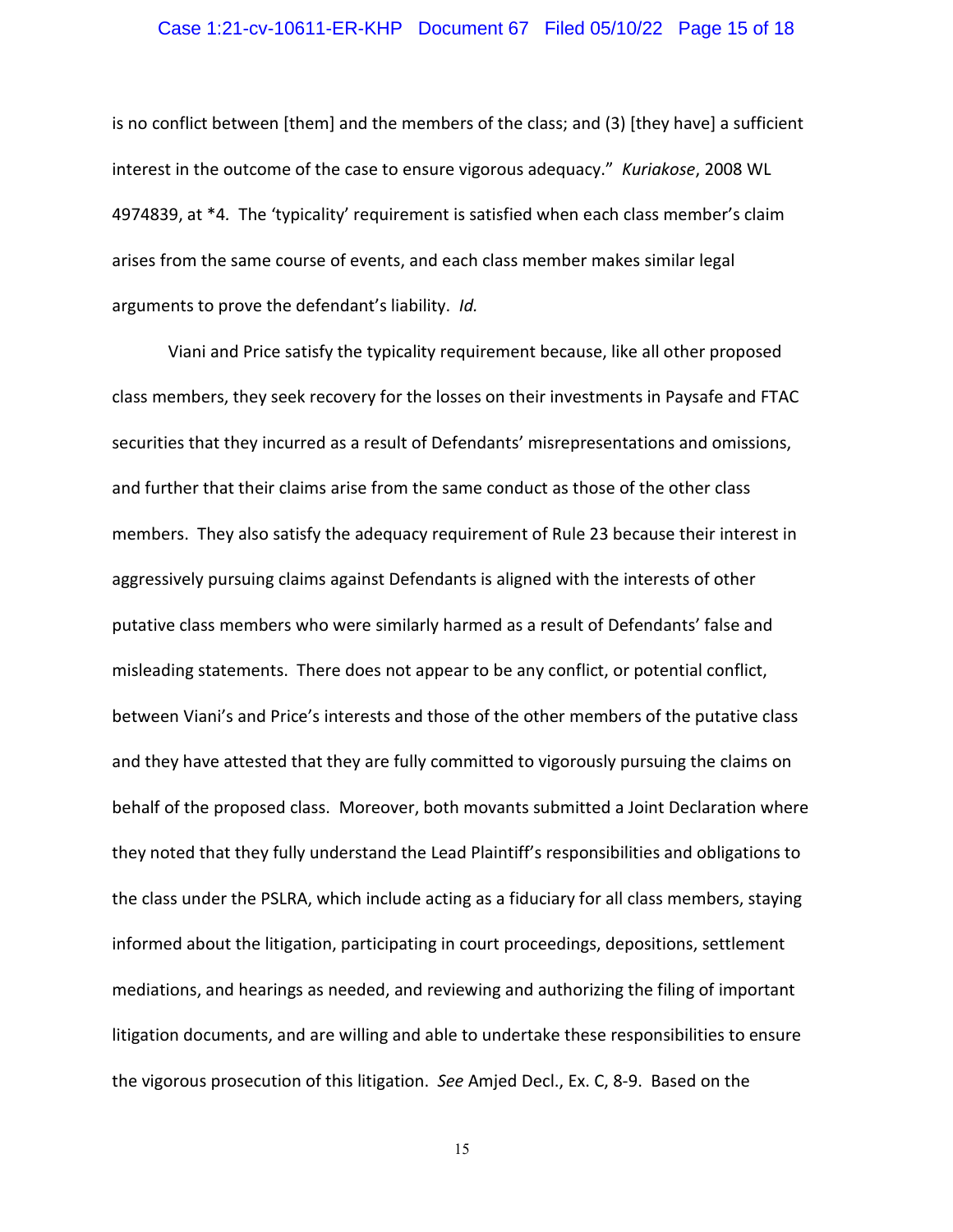is no conflict between [them] and the members of the class; and (3) [they have] a sufficient interest in the outcome of the case to ensure vigorous adequacy." *Kuriakose*, 2008 WL 4974839, at *4. The 'typicality' requirement is satisfied when each class member's claim arises from the same course of events, and each class member makes similar legal arguments to prove the defendant's liability. *Id.*

Viani and Price satisfy the typicality requirement because, like all other proposed class members, they seek recovery for the losses on their investments in Paysafe and FTAC securities that they incurred as a result of Defendants' misrepresentations and omissions, and further that their claims arise from the same conduct as those of the other class members. They also satisfy the adequacy requirement of Rule 23 because their interest in aggressively pursuing claims against Defendants is aligned with the interests of other putative class members who were similarly harmed as a result of Defendants' false and misleading statements. There does not appear to be any conflict, or potential conflict, between Viani's and Price's interests and those of the other members of the putative class and they have attested that they are fully committed to vigorously pursuing the claims on behalf of the proposed class. Moreover, both movants submitted a Joint Declaration where they noted that they fully understand the Lead Plaintiff's responsibilities and obligations to the class under the PSLRA, which include acting as a fiduciary for all class members, staying informed about the litigation, participating in court proceedings, depositions, settlement mediations, and hearings as needed, and reviewing and authorizing the filing of important litigation documents, and are willing and able to undertake these responsibilities to ensure the vigorous prosecution of this litigation. *See* Amjed Decl., Ex. C, 8-9. Based on the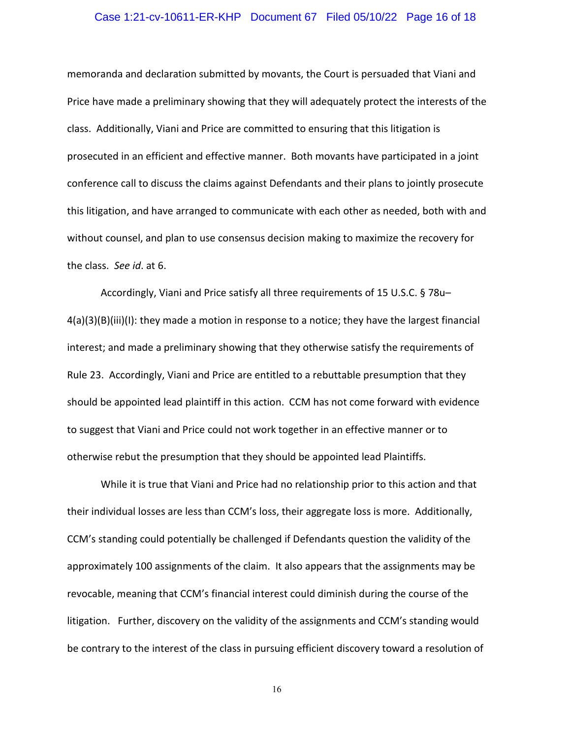memoranda and declaration submitted by movants, the Court is persuaded that Viani and Price have made a preliminary showing that they will adequately protect the interests of the class. Additionally, Viani and Price are committed to ensuring that this litigation is prosecuted in an efficient and effective manner. Both movants have participated in a joint conference call to discuss the claims against Defendants and their plans to jointly prosecute this litigation, and have arranged to communicate with each other as needed, both with and without counsel, and plan to use consensus decision making to maximize the recovery for the class. *See id*. at 6.

Accordingly, Viani and Price satisfy all three requirements of 15 U.S.C. § 78u–4(a)(3)(B)(iii)(I): they made a motion in response to a notice; they have the largest financial interest; and made a preliminary showing that they otherwise satisfy the requirements of Rule 23. Accordingly, Viani and Price are entitled to a rebuttable presumption that they should be appointed lead plaintiff in this action. CCM has not come forward with evidence to suggest that Viani and Price could not work together in an effective manner or to otherwise rebut the presumption that they should be appointed lead Plaintiffs.

While it is true that Viani and Price had no relationship prior to this action and that their individual losses are less than CCM's loss, their aggregate loss is more. Additionally, CCM's standing could potentially be challenged if Defendants question the validity of the approximately 100 assignments of the claim. It also appears that the assignments may be revocable, meaning that CCM's financial interest could diminish during the course of the litigation. Further, discovery on the validity of the assignments and CCM's standing would be contrary to the interest of the class in pursuing efficient discovery toward a resolution of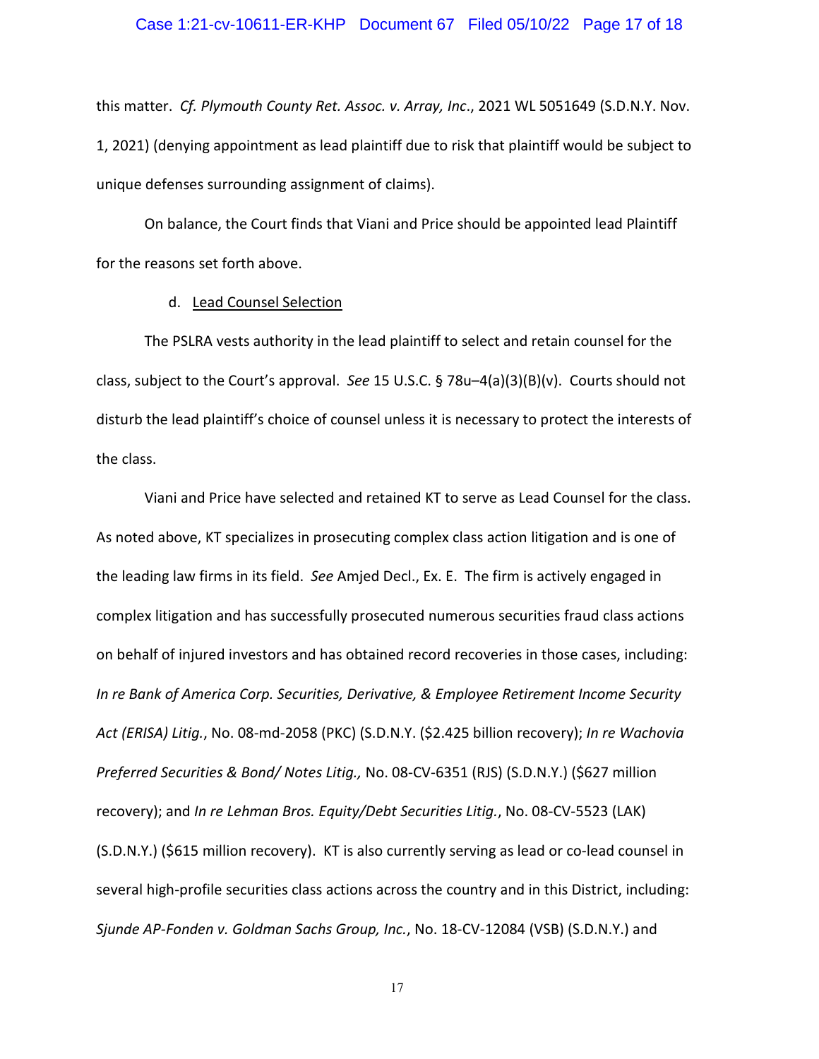this matter. *Cf. Plymouth County Ret. Assoc. v. Array, Inc*., 2021 WL 5051649 (S.D.N.Y. Nov. 1, 2021) (denying appointment as lead plaintiff due to risk that plaintiff would be subject to unique defenses surrounding assignment of claims).

On balance, the Court finds that Viani and Price should be appointed lead Plaintiff for the reasons set forth above.

d. <u>Lead Counsel Selection</u>

The PSLRA vests authority in the lead plaintiff to select and retain counsel for the class, subject to the Court's approval. *See* 15 U.S.C. § 78u–4(a)(3)(B)(v). Courts should not disturb the lead plaintiff's choice of counsel unless it is necessary to protect the interests of the class.

Viani and Price have selected and retained KT to serve as Lead Counsel for the class. As noted above, KT specializes in prosecuting complex class action litigation and is one of the leading law firms in its field. *See* Amjed Decl., Ex. E. The firm is actively engaged in complex litigation and has successfully prosecuted numerous securities fraud class actions on behalf of injured investors and has obtained record recoveries in those cases, including: *In re Bank of America Corp. Securities, Derivative, & Employee Retirement Income Security Act (ERISA) Litig.*, No. 08-md-2058 (PKC) (S.D.N.Y. ($2.425 billion recovery); *In re Wachovia Preferred Securities & Bond/ Notes Litig.,* No. 08-CV-6351 (RJS) (S.D.N.Y.) ($627 million recovery); and *In re Lehman Bros. Equity/Debt Securities Litig.*, No. 08-CV-5523 (LAK) (S.D.N.Y.) ($615 million recovery). KT is also currently serving as lead or co-lead counsel in several high-profile securities class actions across the country and in this District, including: *Sjunde AP-Fonden v. Goldman Sachs Group, Inc.*, No. 18-CV-12084 (VSB) (S.D.N.Y.) and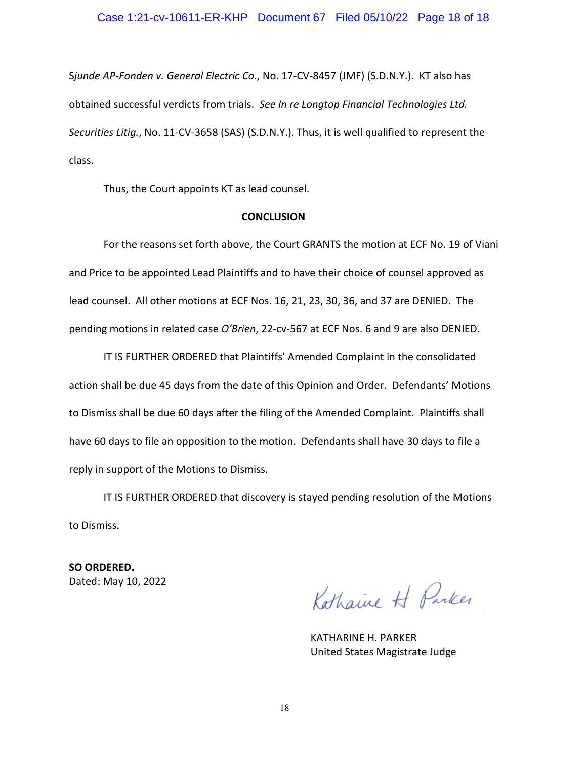S*junde AP-Fonden v. General Electric Co.*, No. 17-CV-8457 (JMF) (S.D.N.Y.). KT also has obtained successful verdicts from trials. *See In re Longtop Financial Technologies Ltd. Securities Litig.*, No. 11-CV-3658 (SAS) (S.D.N.Y.). Thus, it is well qualified to represent the class.

Thus, the Court appoints KT as lead counsel.

**CONCLUSION**

For the reasons set forth above, the Court GRANTS the motion at ECF No. 19 of Viani and Price to be appointed Lead Plaintiffs and to have their choice of counsel approved as lead counsel. All other motions at ECF Nos. 16, 21, 23, 30, 36, and 37 are DENIED. The pending motions in related case *O'Brien*, 22-cv-567 at ECF Nos. 6 and 9 are also DENIED.

IT IS FURTHER ORDERED that Plaintiffs' Amended Complaint in the consolidated action shall be due 45 days from the date of this Opinion and Order. Defendants' Motions to Dismiss shall be due 60 days after the filing of the Amended Complaint. Plaintiffs shall have 60 days to file an opposition to the motion. Defendants shall have 30 days to file a reply in support of the Motions to Dismiss.

IT IS FURTHER ORDERED that discovery is stayed pending resolution of the Motions to Dismiss.

**SO ORDERED.**
Dated: May 10, 2022

Katharine H Parker

KATHARINE H. PARKER
United States Magistrate Judge